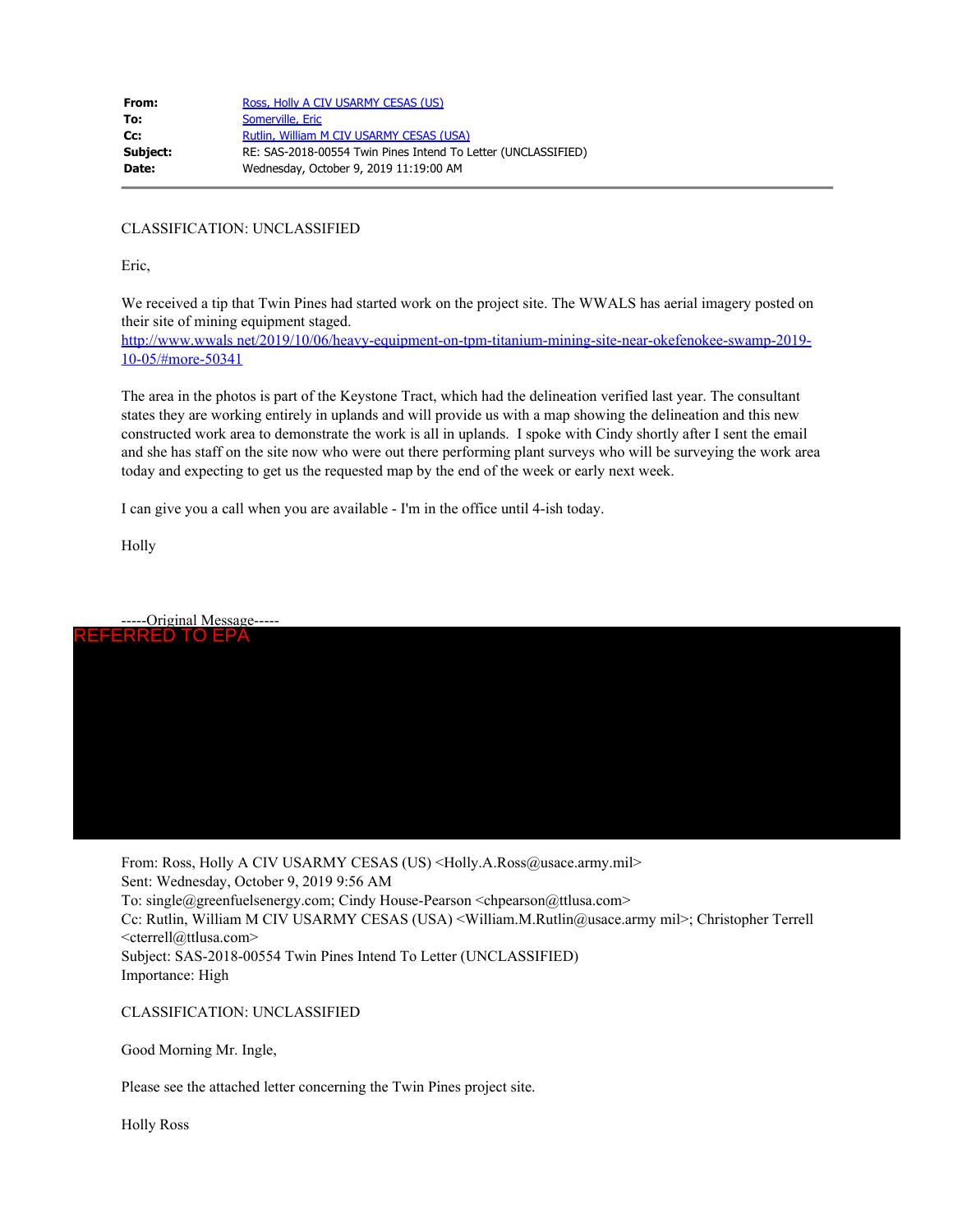| | |
|---|---|
| **From:** | Ross, Holly A CIV USARMY CESAS (US) |
| **To:** | Somerville, Eric |
| **Cc:** | Rutlin, William M CIV USARMY CESAS (USA) |
| **Subject:** | RE: SAS-2018-00554 Twin Pines Intend To Letter (UNCLASSIFIED) |
| **Date:** | Wednesday, October 9, 2019 11:19:00 AM |

CLASSIFICATION: UNCLASSIFIED

Eric,

We received a tip that Twin Pines had started work on the project site. The WWALS has aerial imagery posted on their site of mining equipment staged.
http://www.wwals net/2019/10/06/heavy-equipment-on-tpm-titanium-mining-site-near-okefenokee-swamp-2019-10-05/#more-50341

The area in the photos is part of the Keystone Tract, which had the delineation verified last year. The consultant states they are working entirely in uplands and will provide us with a map showing the delineation and this new constructed work area to demonstrate the work is all in uplands. I spoke with Cindy shortly after I sent the email and she has staff on the site now who were out there performing plant surveys who will be surveying the work area today and expecting to get us the requested map by the end of the week or early next week.

I can give you a call when you are available - I'm in the office until 4-ish today.

Holly

-----Original Message-----

REFERRED TO EPA

From: Ross, Holly A CIV USARMY CESAS (US) <Holly.A.Ross@usace.army.mil>
Sent: Wednesday, October 9, 2019 9:56 AM
To: single@greenfuelsenergy.com; Cindy House-Pearson <chpearson@ttlusa.com>
Cc: Rutlin, William M CIV USARMY CESAS (USA) <William.M.Rutlin@usace.army mil>; Christopher Terrell <cterrell@ttlusa.com>
Subject: SAS-2018-00554 Twin Pines Intend To Letter (UNCLASSIFIED)
Importance: High

CLASSIFICATION: UNCLASSIFIED

Good Morning Mr. Ingle,

Please see the attached letter concerning the Twin Pines project site.

Holly Ross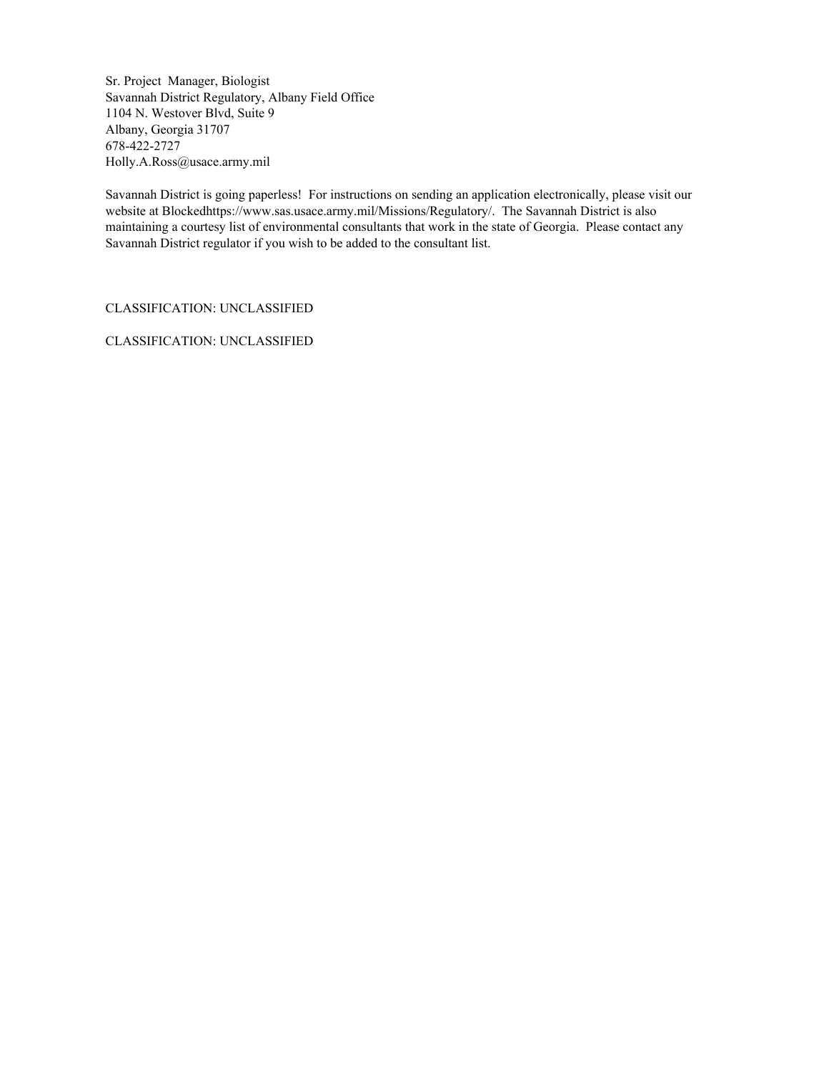Sr. Project  Manager, Biologist
Savannah District Regulatory, Albany Field Office
1104 N. Westover Blvd, Suite 9
Albany, Georgia 31707
678-422-2727
Holly.A.Ross@usace.army.mil

Savannah District is going paperless!  For instructions on sending an application electronically, please visit our website at Blockedhttps://www.sas.usace.army.mil/Missions/Regulatory/.  The Savannah District is also maintaining a courtesy list of environmental consultants that work in the state of Georgia.  Please contact any Savannah District regulator if you wish to be added to the consultant list.

CLASSIFICATION: UNCLASSIFIED

CLASSIFICATION: UNCLASSIFIED